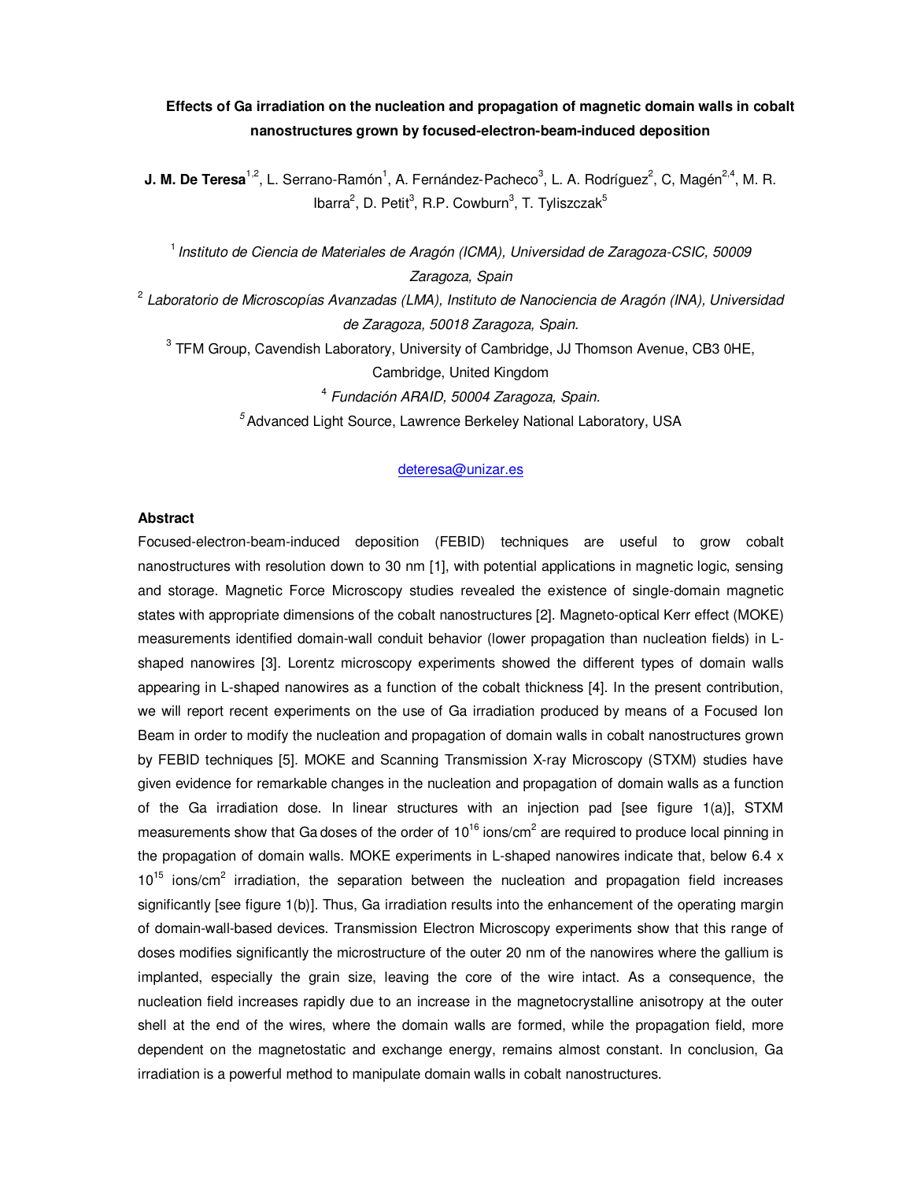# Effects of Ga irradiation on the nucleation and propagation of magnetic domain walls in cobalt nanostructures grown by focused-electron-beam-induced deposition

**J. M. De Teresa**[1,2], L. Serrano-Ramón[1], A. Fernández-Pacheco[3], L. A. Rodríguez[2], C, Magén[2,4], M. R. Ibarra[2], D. Petit[3], R.P. Cowburn[3], T. Tyliszczak[5]

[1] *Instituto de Ciencia de Materiales de Aragón (ICMA), Universidad de Zaragoza-CSIC, 50009 Zaragoza, Spain*

[2] *Laboratorio de Microscopías Avanzadas (LMA), Instituto de Nanociencia de Aragón (INA), Universidad de Zaragoza, 50018 Zaragoza, Spain.*

[3] TFM Group, Cavendish Laboratory, University of Cambridge, JJ Thomson Avenue, CB3 0HE, Cambridge, United Kingdom

[4] *Fundación ARAID, 50004 Zaragoza, Spain.*

[5] Advanced Light Source, Lawrence Berkeley National Laboratory, USA

deteresa@unizar.es

### Abstract

Focused-electron-beam-induced deposition (FEBID) techniques are useful to grow cobalt nanostructures with resolution down to 30 nm [1], with potential applications in magnetic logic, sensing and storage. Magnetic Force Microscopy studies revealed the existence of single-domain magnetic states with appropriate dimensions of the cobalt nanostructures [2]. Magneto-optical Kerr effect (MOKE) measurements identified domain-wall conduit behavior (lower propagation than nucleation fields) in L-shaped nanowires [3]. Lorentz microscopy experiments showed the different types of domain walls appearing in L-shaped nanowires as a function of the cobalt thickness [4]. In the present contribution, we will report recent experiments on the use of Ga irradiation produced by means of a Focused Ion Beam in order to modify the nucleation and propagation of domain walls in cobalt nanostructures grown by FEBID techniques [5]. MOKE and Scanning Transmission X-ray Microscopy (STXM) studies have given evidence for remarkable changes in the nucleation and propagation of domain walls as a function of the Ga irradiation dose. In linear structures with an injection pad [see figure 1(a)], STXM measurements show that Ga doses of the order of $10^{16}$ ions/cm$^2$ are required to produce local pinning in the propagation of domain walls. MOKE experiments in L-shaped nanowires indicate that, below 6.4 x $10^{15}$ ions/cm$^2$ irradiation, the separation between the nucleation and propagation field increases significantly [see figure 1(b)]. Thus, Ga irradiation results into the enhancement of the operating margin of domain-wall-based devices. Transmission Electron Microscopy experiments show that this range of doses modifies significantly the microstructure of the outer 20 nm of the nanowires where the gallium is implanted, especially the grain size, leaving the core of the wire intact. As a consequence, the nucleation field increases rapidly due to an increase in the magnetocrystalline anisotropy at the outer shell at the end of the wires, where the domain walls are formed, while the propagation field, more dependent on the magnetostatic and exchange energy, remains almost constant. In conclusion, Ga irradiation is a powerful method to manipulate domain walls in cobalt nanostructures.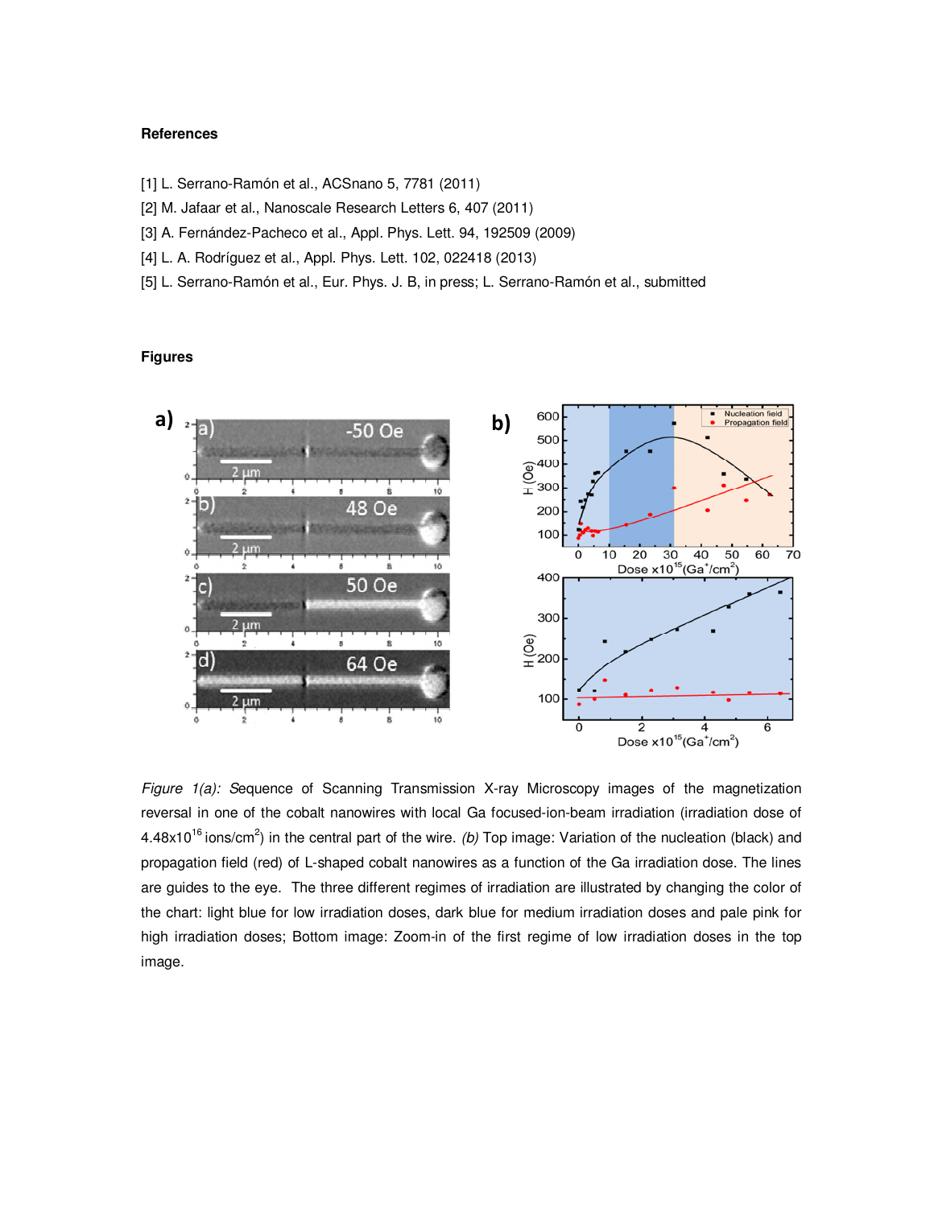### References

[1] L. Serrano-Ramón et al., ACSnano 5, 7781 (2011)

[2] M. Jafaar et al., Nanoscale Research Letters 6, 407 (2011)

[3] A. Fernández-Pacheco et al., Appl. Phys. Lett. 94, 192509 (2009)

[4] L. A. Rodríguez et al., Appl. Phys. Lett. 102, 022418 (2013)

[5] L. Serrano-Ramón et al., Eur. Phys. J. B, in press; L. Serrano-Ramón et al., submitted

### Figures

a)

a) -50 Oe
2 μm

b) 48 Oe
2 μm

c) 50 Oe
2 μm

d) 64 Oe
2 μm

b)

Nucleation field
Propagation field
H (Oe)
Dose x10$^{15}$(Ga$^{+}$/cm$^{2}$)

H (Oe)
Dose x10$^{15}$(Ga$^{+}$/cm$^{2}$)

*Figure 1(a): S*equence of Scanning Transmission X-ray Microscopy images of the magnetization reversal in one of the cobalt nanowires with local Ga focused-ion-beam irradiation (irradiation dose of $4.48 \times 10^{16}$ ions/cm$^{2}$) in the central part of the wire. *(b)* Top image: Variation of the nucleation (black) and propagation field (red) of L-shaped cobalt nanowires as a function of the Ga irradiation dose. The lines are guides to the eye. The three different regimes of irradiation are illustrated by changing the color of the chart: light blue for low irradiation doses, dark blue for medium irradiation doses and pale pink for high irradiation doses; Bottom image: Zoom-in of the first regime of low irradiation doses in the top image.